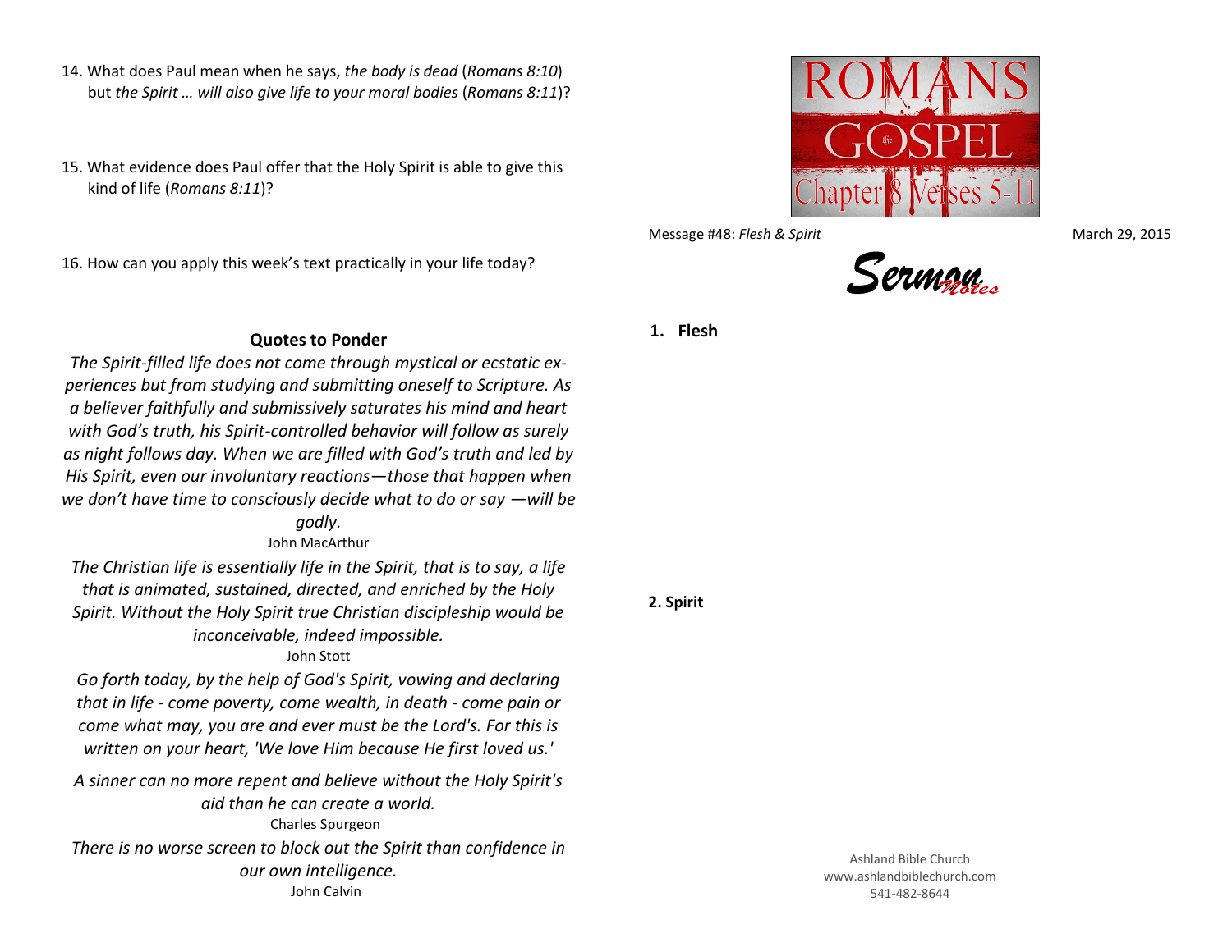14. What does Paul mean when he says, *the body is dead* (*Romans 8:10*) but *the Spirit … will also give life to your moral bodies* (*Romans 8:11*)?

15. What evidence does Paul offer that the Holy Spirit is able to give this kind of life (*Romans 8:11*)?

16. How can you apply this week's text practically in your life today?

**Quotes to Ponder**

*The Spirit-filled life does not come through mystical or ecstatic experiences but from studying and submitting oneself to Scripture. As a believer faithfully and submissively saturates his mind and heart with God's truth, his Spirit-controlled behavior will follow as surely as night follows day. When we are filled with God's truth and led by His Spirit, even our involuntary reactions—those that happen when we don't have time to consciously decide what to do or say —will be godly.*

John MacArthur

*The Christian life is essentially life in the Spirit, that is to say, a life that is animated, sustained, directed, and enriched by the Holy Spirit. Without the Holy Spirit true Christian discipleship would be inconceivable, indeed impossible.*

John Stott

*Go forth today, by the help of God's Spirit, vowing and declaring that in life - come poverty, come wealth, in death - come pain or come what may, you are and ever must be the Lord's. For this is written on your heart, 'We love Him because He first loved us.'*

*A sinner can no more repent and believe without the Holy Spirit's aid than he can create a world.*

Charles Spurgeon

*There is no worse screen to block out the Spirit than confidence in our own intelligence.*

John Calvin

ROMANS the GOSPEL Chapter 8 Verses 5-11

Message #48: *Flesh & Spirit* March 29, 2015

# Sermon Notes

**1. Flesh**

**2. Spirit**

Ashland Bible Church
www.ashlandbiblechurch.com
541-482-8644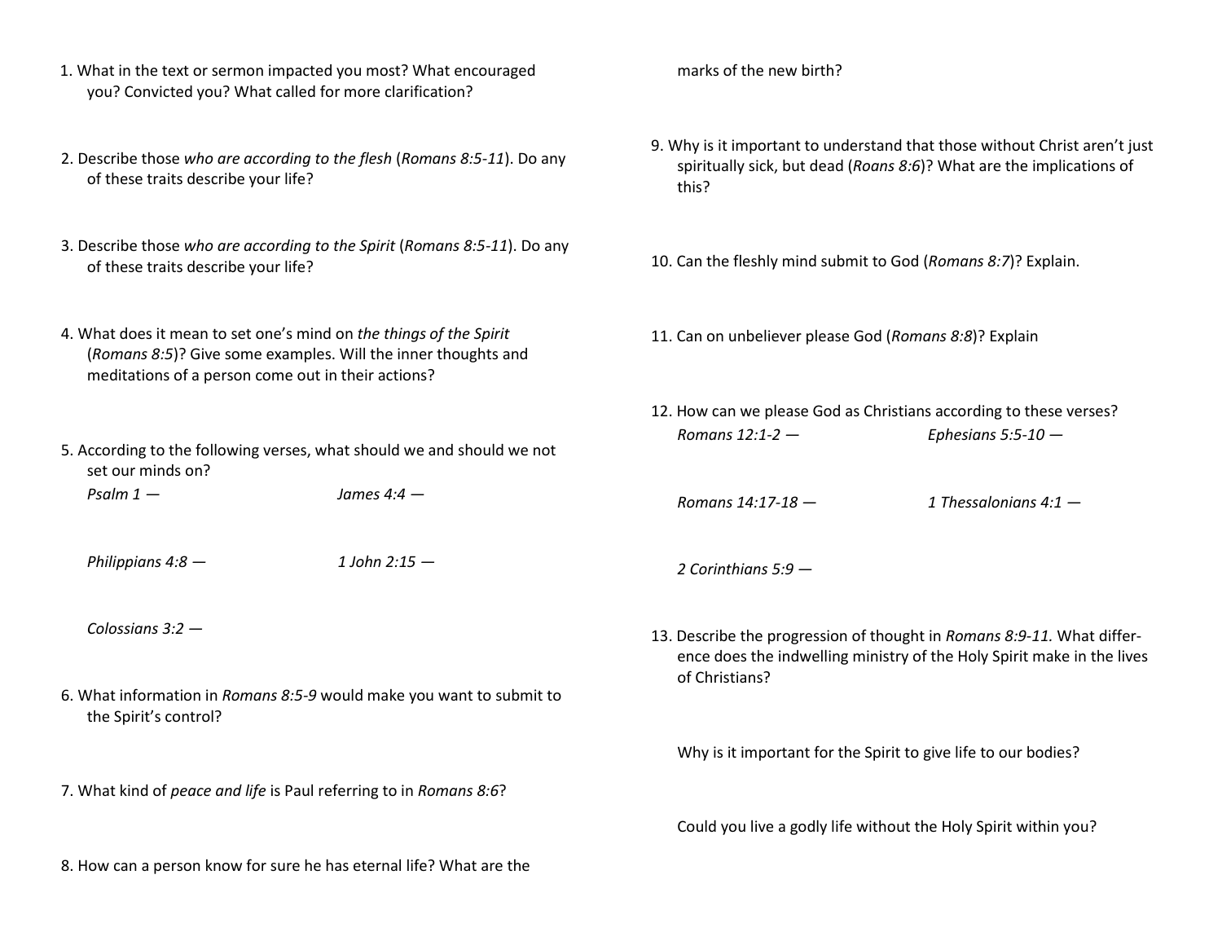1. What in the text or sermon impacted you most? What encouraged you? Convicted you? What called for more clarification?

2. Describe those *who are according to the flesh* (*Romans 8:5-11*). Do any of these traits describe your life?

3. Describe those *who are according to the Spirit* (*Romans 8:5-11*). Do any of these traits describe your life?

4. What does it mean to set one's mind on *the things of the Spirit* (*Romans 8:5*)? Give some examples. Will the inner thoughts and meditations of a person come out in their actions?

5. According to the following verses, what should we and should we not set our minds on?

   *Psalm 1 —*

   *James 4:4 —*

   *Philippians 4:8 —*

   *1 John 2:15 —*

   *Colossians 3:2 —*

6. What information in *Romans 8:5-9* would make you want to submit to the Spirit's control?

7. What kind of *peace and life* is Paul referring to in *Romans 8:6*?

8. How can a person know for sure he has eternal life? What are the marks of the new birth?

9. Why is it important to understand that those without Christ aren't just spiritually sick, but dead (*Roans 8:6*)? What are the implications of this?

10. Can the fleshly mind submit to God (*Romans 8:7*)? Explain.

11. Can on unbeliever please God (*Romans 8:8*)? Explain

12. How can we please God as Christians according to these verses?

    *Romans 12:1-2 —*

    *Ephesians 5:5-10 —*

    *Romans 14:17-18 —*

    *1 Thessalonians 4:1 —*

    *2 Corinthians 5:9 —*

13. Describe the progression of thought in *Romans 8:9-11.* What difference does the indwelling ministry of the Holy Spirit make in the lives of Christians?

    Why is it important for the Spirit to give life to our bodies?

    Could you live a godly life without the Holy Spirit within you?